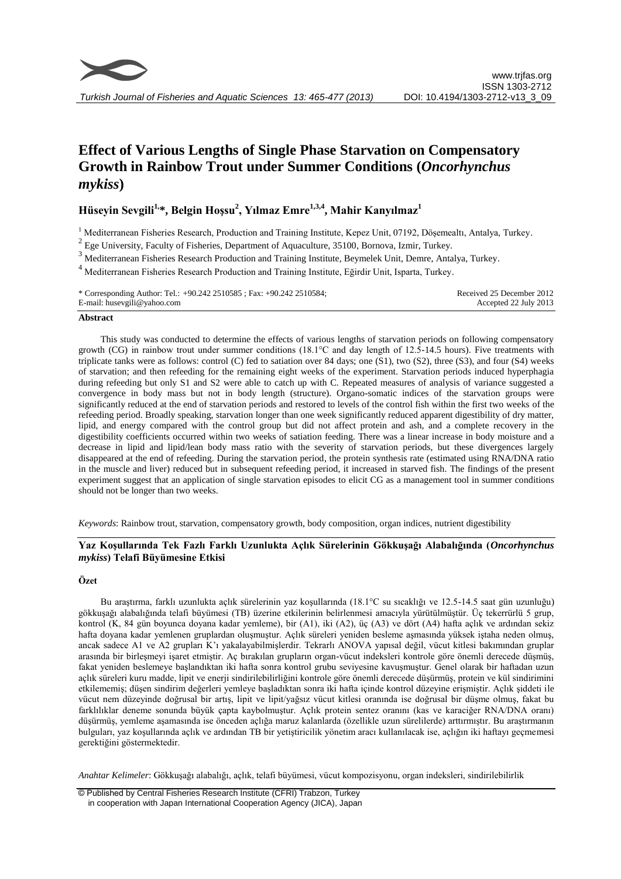www.trjfas.org
ISSN 1303-2712
DOI: 10.4194/1303-2712-v13_3_09

# Effect of Various Lengths of Single Phase Starvation on Compensatory Growth in Rainbow Trout under Summer Conditions (*Oncorhynchus mykiss*)

**Hüseyin Sevgili[1,*], Belgin Hoşsu[2], Yılmaz Emre[1,3,4], Mahir Kanyılmaz[1]**

[1] Mediterranean Fisheries Research, Production and Training Institute, Kepez Unit, 07192, Döşemealtı, Antalya, Turkey.

[2] Ege University, Faculty of Fisheries, Department of Aquaculture, 35100, Bornova, Izmir, Turkey.

[3] Mediterranean Fisheries Research Production and Training Institute, Beymelek Unit, Demre, Antalya, Turkey.

[4] Mediterranean Fisheries Research Production and Training Institute, Eğirdir Unit, Isparta, Turkey.

\* Corresponding Author: Tel.: +90.242 2510585 ; Fax: +90.242 2510584;
E-mail: husevgili@yahoo.com

Received 25 December 2012
Accepted 22 July 2013

## Abstract

This study was conducted to determine the effects of various lengths of starvation periods on following compensatory growth (CG) in rainbow trout under summer conditions (18.1°C and day length of 12.5-14.5 hours). Five treatments with triplicate tanks were as follows: control (C) fed to satiation over 84 days; one (S1), two (S2), three (S3), and four (S4) weeks of starvation; and then refeeding for the remaining eight weeks of the experiment. Starvation periods induced hyperphagia during refeeding but only S1 and S2 were able to catch up with C. Repeated measures of analysis of variance suggested a convergence in body mass but not in body length (structure). Organo-somatic indices of the starvation groups were significantly reduced at the end of starvation periods and restored to levels of the control fish within the first two weeks of the refeeding period. Broadly speaking, starvation longer than one week significantly reduced apparent digestibility of dry matter, lipid, and energy compared with the control group but did not affect protein and ash, and a complete recovery in the digestibility coefficients occurred within two weeks of satiation feeding. There was a linear increase in body moisture and a decrease in lipid and lipid/lean body mass ratio with the severity of starvation periods, but these divergences largely disappeared at the end of refeeding. During the starvation period, the protein synthesis rate (estimated using RNA/DNA ratio in the muscle and liver) reduced but in subsequent refeeding period, it increased in starved fish. The findings of the present experiment suggest that an application of single starvation episodes to elicit CG as a management tool in summer conditions should not be longer than two weeks.

*Keywords*: Rainbow trout, starvation, compensatory growth, body composition, organ indices, nutrient digestibility

## Yaz Koşullarında Tek Fazlı Farklı Uzunlukta Açlık Sürelerinin Gökkuşağı Alabalığında (*Oncorhynchus mykiss*) Telafi Büyümesine Etkisi

### Özet

Bu araştırma, farklı uzunlukta açlık sürelerinin yaz koşullarında (18.1°C su sıcaklığı ve 12.5-14.5 saat gün uzunluğu) gökkuşağı alabalığında telafi büyümesi (TB) üzerine etkilerinin belirlenmesi amacıyla yürütülmüştür. Üç tekerrürlü 5 grup, kontrol (K, 84 gün boyunca doyana kadar yemleme), bir (A1), iki (A2), üç (A3) ve dört (A4) hafta açlık ve ardından sekiz hafta doyana kadar yemlenen gruplardan oluşmuştur. Açlık süreleri yeniden besleme aşamasında yüksek iştaha neden olmuş, ancak sadece A1 ve A2 grupları K'ı yakalayabilmişlerdir. Tekrarlı ANOVA yapısal değil, vücut kitlesi bakımından gruplar arasında bir birleşmeyi işaret etmiştir. Aç bırakılan grupların organ-vücut indeksleri kontrole göre önemli derecede düşmüş, fakat yeniden beslemeye başlandıktan iki hafta sonra kontrol grubu seviyesine kavuşmuştur. Genel olarak bir haftadan uzun açlık süreleri kuru madde, lipit ve enerji sindirilebilirliğini kontrole göre önemli derecede düşürmüş, protein ve kül sindirimini etkilememiş; düşen sindirim değerleri yemleye başladıktan sonra iki hafta içinde kontrol düzeyine erişmiştir. Açlık şiddeti ile vücut nem düzeyinde doğrusal bir artış, lipit ve lipit/yağsız vücut kitlesi oranında ise doğrusal bir düşme olmuş, fakat bu farklılıklar deneme sonunda büyük çapta kaybolmuştur. Açlık protein sentez oranını (kas ve karaciğer RNA/DNA oranı) düşürmüş, yemleme aşamasında ise önceden açlığa maruz kalanlarda (özellikle uzun sürelerde) arttırmıştır. Bu araştırmanın bulguları, yaz koşullarında açlık ve ardından TB bir yetiştiricilik yönetim aracı kullanılacak ise, açlığın iki haftayı geçmemesi gerektiğini göstermektedir.

*Anahtar Kelimeler*: Gökkuşağı alabalığı, açlık, telafi büyümesi, vücut kompozisyonu, organ indeksleri, sindirilebilirlik

© Published by Central Fisheries Research Institute (CFRI) Trabzon, Turkey in cooperation with Japan International Cooperation Agency (JICA), Japan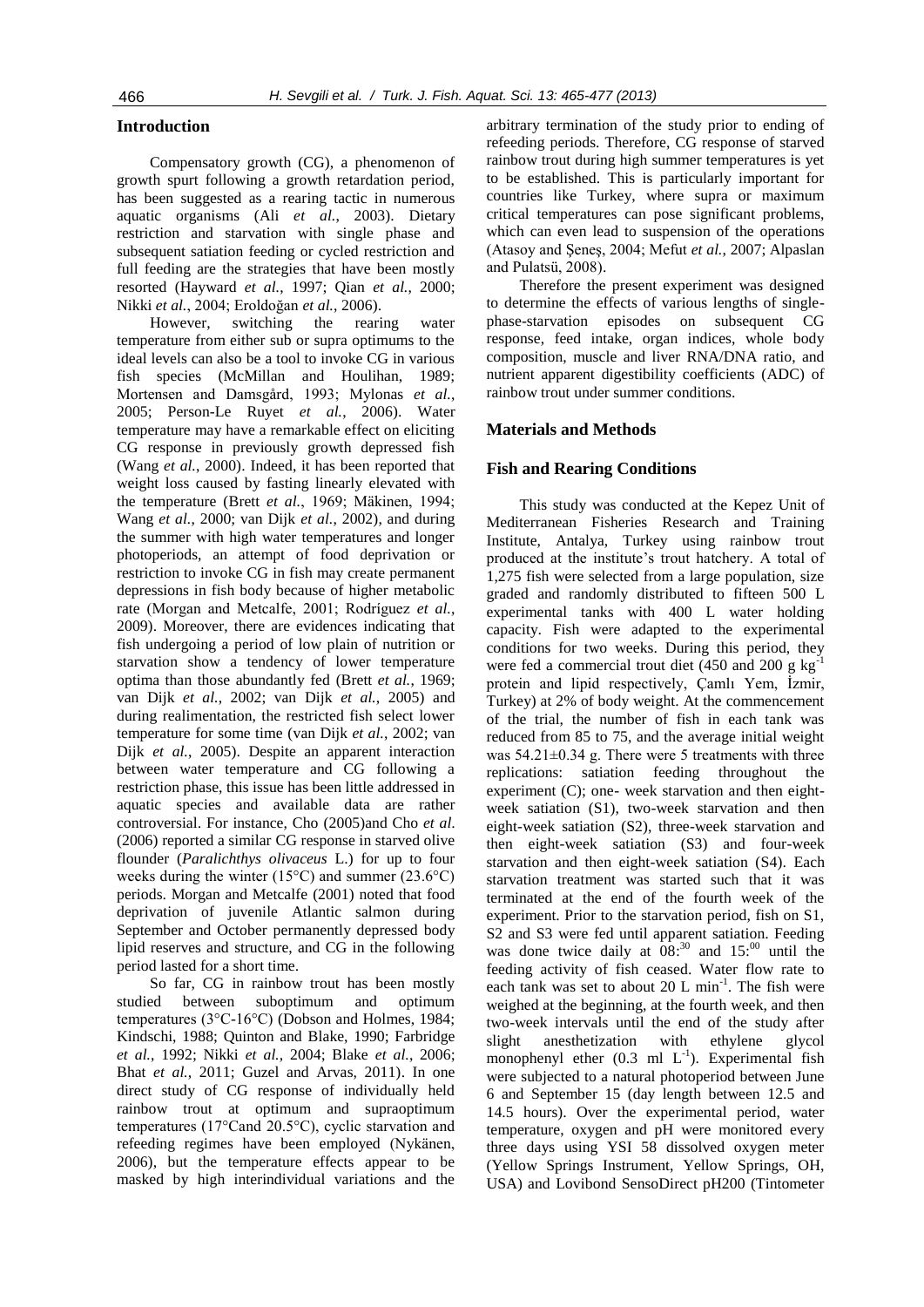## Introduction

Compensatory growth (CG), a phenomenon of growth spurt following a growth retardation period, has been suggested as a rearing tactic in numerous aquatic organisms (Ali *et al.*, 2003). Dietary restriction and starvation with single phase and subsequent satiation feeding or cycled restriction and full feeding are the strategies that have been mostly resorted (Hayward *et al.*, 1997; Qian *et al.*, 2000; Nikki *et al.*, 2004; Eroldoğan *et al.*, 2006).

However, switching the rearing water temperature from either sub or supra optimums to the ideal levels can also be a tool to invoke CG in various fish species (McMillan and Houlihan, 1989; Mortensen and Damsgård, 1993; Mylonas *et al.*, 2005; Person-Le Ruyet *et al.*, 2006). Water temperature may have a remarkable effect on eliciting CG response in previously growth depressed fish (Wang *et al.*, 2000). Indeed, it has been reported that weight loss caused by fasting linearly elevated with the temperature (Brett *et al.*, 1969; Mäkinen, 1994; Wang *et al.*, 2000; van Dijk *et al.*, 2002), and during the summer with high water temperatures and longer photoperiods, an attempt of food deprivation or restriction to invoke CG in fish may create permanent depressions in fish body because of higher metabolic rate (Morgan and Metcalfe, 2001; Rodríguez *et al.*, 2009). Moreover, there are evidences indicating that fish undergoing a period of low plain of nutrition or starvation show a tendency of lower temperature optima than those abundantly fed (Brett *et al.*, 1969; van Dijk *et al.*, 2002; van Dijk *et al.*, 2005) and during realimentation, the restricted fish select lower temperature for some time (van Dijk *et al.*, 2002; van Dijk *et al.*, 2005). Despite an apparent interaction between water temperature and CG following a restriction phase, this issue has been little addressed in aquatic species and available data are rather controversial. For instance, Cho (2005)and Cho *et al.* (2006) reported a similar CG response in starved olive flounder (*Paralichthys olivaceus* L.) for up to four weeks during the winter (15°C) and summer (23.6°C) periods. Morgan and Metcalfe (2001) noted that food deprivation of juvenile Atlantic salmon during September and October permanently depressed body lipid reserves and structure, and CG in the following period lasted for a short time.

So far, CG in rainbow trout has been mostly studied between suboptimum and optimum temperatures (3°C-16°C) (Dobson and Holmes, 1984; Kindschi, 1988; Quinton and Blake, 1990; Farbridge *et al.*, 1992; Nikki *et al.*, 2004; Blake *et al.*, 2006; Bhat *et al.*, 2011; Guzel and Arvas, 2011). In one direct study of CG response of individually held rainbow trout at optimum and supraoptimum temperatures (17°Cand 20.5°C), cyclic starvation and refeeding regimes have been employed (Nykänen, 2006), but the temperature effects appear to be masked by high interindividual variations and the arbitrary termination of the study prior to ending of refeeding periods. Therefore, CG response of starved rainbow trout during high summer temperatures is yet to be established. This is particularly important for countries like Turkey, where supra or maximum critical temperatures can pose significant problems, which can even lead to suspension of the operations (Atasoy and Şeneş, 2004; Mefut *et al.*, 2007; Alpaslan and Pulatsü, 2008).

Therefore the present experiment was designed to determine the effects of various lengths of single-phase-starvation episodes on subsequent CG response, feed intake, organ indices, whole body composition, muscle and liver RNA/DNA ratio, and nutrient apparent digestibility coefficients (ADC) of rainbow trout under summer conditions.

## Materials and Methods

### Fish and Rearing Conditions

This study was conducted at the Kepez Unit of Mediterranean Fisheries Research and Training Institute, Antalya, Turkey using rainbow trout produced at the institute's trout hatchery. A total of 1,275 fish were selected from a large population, size graded and randomly distributed to fifteen 500 L experimental tanks with 400 L water holding capacity. Fish were adapted to the experimental conditions for two weeks. During this period, they were fed a commercial trout diet (450 and 200 g $kg^{-1}$ protein and lipid respectively, Çamlı Yem, İzmir, Turkey) at 2% of body weight. At the commencement of the trial, the number of fish in each tank was reduced from 85 to 75, and the average initial weight was 54.21±0.34 g. There were 5 treatments with three replications: satiation feeding throughout the experiment (C); one- week starvation and then eight-week satiation (S1), two-week starvation and then eight-week satiation (S2), three-week starvation and then eight-week satiation (S3) and four-week starvation and then eight-week satiation (S4). Each starvation treatment was started such that it was terminated at the end of the fourth week of the experiment. Prior to the starvation period, fish on S1, S2 and S3 were fed until apparent satiation. Feeding was done twice daily at $08{:}^{30}$ and $15{:}^{00}$ until the feeding activity of fish ceased. Water flow rate to each tank was set to about 20 L $min^{-1}$. The fish were weighed at the beginning, at the fourth week, and then two-week intervals until the end of the study after slight anesthetization with ethylene glycol monophenyl ether (0.3 ml $L^{-1}$). Experimental fish were subjected to a natural photoperiod between June 6 and September 15 (day length between 12.5 and 14.5 hours). Over the experimental period, water temperature, oxygen and pH were monitored every three days using YSI 58 dissolved oxygen meter (Yellow Springs Instrument, Yellow Springs, OH, USA) and Lovibond SensoDirect pH200 (Tintometer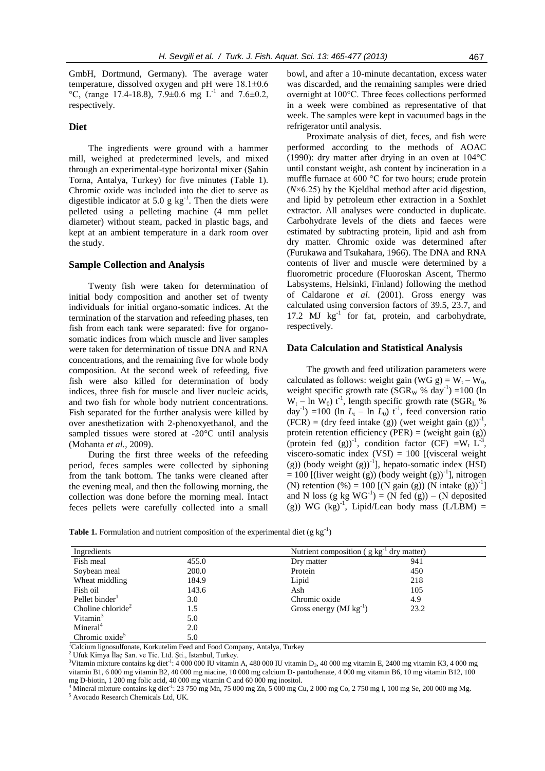GmbH, Dortmund, Germany). The average water temperature, dissolved oxygen and pH were 18.1±0.6 °C, (range 17.4-18.8), 7.9±0.6 mg $L^{-1}$ and 7.6±0.2, respectively.

## Diet

The ingredients were ground with a hammer mill, weighed at predetermined levels, and mixed through an experimental-type horizontal mixer (Şahin Torna, Antalya, Turkey) for five minutes (Table 1). Chromic oxide was included into the diet to serve as digestible indicator at 5.0 g $kg^{-1}$. Then the diets were pelleted using a pelleting machine (4 mm pellet diameter) without steam, packed in plastic bags, and kept at an ambient temperature in a dark room over the study.

## Sample Collection and Analysis

Twenty fish were taken for determination of initial body composition and another set of twenty individuals for initial organo-somatic indices. At the termination of the starvation and refeeding phases, ten fish from each tank were separated: five for organo-somatic indices from which muscle and liver samples were taken for determination of tissue DNA and RNA concentrations, and the remaining five for whole body composition. At the second week of refeeding, five fish were also killed for determination of body indices, three fish for muscle and liver nucleic acids, and two fish for whole body nutrient concentrations. Fish separated for the further analysis were killed by over anesthetization with 2-phenoxyethanol, and the sampled tissues were stored at -20°C until analysis (Mohanta *et al*., 2009).

During the first three weeks of the refeeding period, feces samples were collected by siphoning from the tank bottom. The tanks were cleaned after the evening meal, and then the following morning, the collection was done before the morning meal. Intact feces pellets were carefully collected into a small bowl, and after a 10-minute decantation, excess water was discarded, and the remaining samples were dried overnight at 100°C. Three feces collections performed in a week were combined as representative of that week. The samples were kept in vacuumed bags in the refrigerator until analysis.

Proximate analysis of diet, feces, and fish were performed according to the methods of AOAC (1990): dry matter after drying in an oven at 104°C until constant weight, ash content by incineration in a muffle furnace at 600 °C for two hours; crude protein ($N$×6.25) by the Kjeldhal method after acid digestion, and lipid by petroleum ether extraction in a Soxhlet extractor. All analyses were conducted in duplicate. Carbohydrate levels of the diets and faeces were estimated by subtracting protein, lipid and ash from dry matter. Chromic oxide was determined after (Furukawa and Tsukahara, 1966). The DNA and RNA contents of liver and muscle were determined by a fluorometric procedure (Fluoroskan Ascent, Thermo Labsystems, Helsinki, Finland) following the method of Caldarone *et al*. (2001). Gross energy was calculated using conversion factors of 39.5, 23.7, and 17.2 MJ $kg^{-1}$ for fat, protein, and carbohydrate, respectively.

## Data Calculation and Statistical Analysis

The growth and feed utilization parameters were calculated as follows: weight gain (WG g) = $W_t - W_0$, weight specific growth rate ($SGR_W$ % $day^{-1}$) =100 (ln $W_t$ – ln $W_0$) $t^{-1}$, length specific growth rate ($SGR_L$ % $day^{-1}$) =100 (ln $L_t$ – ln $L_0$) $t^{-1}$, feed conversion ratio (FCR) = (dry feed intake (g)) (wet weight gain $(g))^{-1}$, protein retention efficiency (PER) = (weight gain (g)) (protein fed $(g))^{-1}$, condition factor (CF) $=W_t\ L^{-3}$, viscero-somatic index (VSI) = 100 [(visceral weight (g)) (body weight $(g))^{-1}$], hepato-somatic index (HSI) = 100 [(liver weight (g)) (body weight $(g))^{-1}$], nitrogen (N) retention (%) = 100 [(N gain (g)) (N intake $(g))^{-1}$] and N loss (g kg $WG^{-1}$) = (N fed (g)) – (N deposited (g)) WG $(kg)^{-1}$, Lipid/Lean body mass (L/LBM) =

**Table 1.** Formulation and nutrient composition of the experimental diet (g $kg^{-1}$)

| Ingredients | | Nutrient composition ( g $kg^{-1}$ dry matter) | |
|---|---|---|---|
| Fish meal | 455.0 | Dry matter | 941 |
| Soybean meal | 200.0 | Protein | 450 |
| Wheat middling | 184.9 | Lipid | 218 |
| Fish oil | 143.6 | Ash | 105 |
| Pellet binder[1] | 3.0 | Chromic oxide | 4.9 |
| Choline chloride[2] | 1.5 | Gross energy (MJ $kg^{-1}$) | 23.2 |
| Vitamin[3] | 5.0 | | |
| Mineral[4] | 2.0 | | |
| Chromic oxide[5] | 5.0 | | |

[1]Calcium lignosulfonate, Korkutelim Feed and Food Company, Antalya, Turkey

[2] Ufuk Kimya İlaç San. ve Tic. Ltd. Şti., Istanbul, Turkey.

[3]Vitamin mixture contains kg $diet^{-1}$: 4 000 000 IU vitamin A, 480 000 IU vitamin $D_3$, 40 000 mg vitamin E, 2400 mg vitamin K3, 4 000 mg vitamin B1, 6 000 mg vitamin B2, 40 000 mg niacine, 10 000 mg calcium D- pantothenate, 4 000 mg vitamin B6, 10 mg vitamin B12, 100 mg D-biotin, 1 200 mg folic acid, 40 000 mg vitamin C and 60 000 mg inositol.

[4] Mineral mixture contains kg $diet^{-1}$: 23 750 mg Mn, 75 000 mg Zn, 5 000 mg Cu, 2 000 mg Co, 2 750 mg I, 100 mg Se, 200 000 mg Mg.

[5] Avocado Research Chemicals Ltd, UK.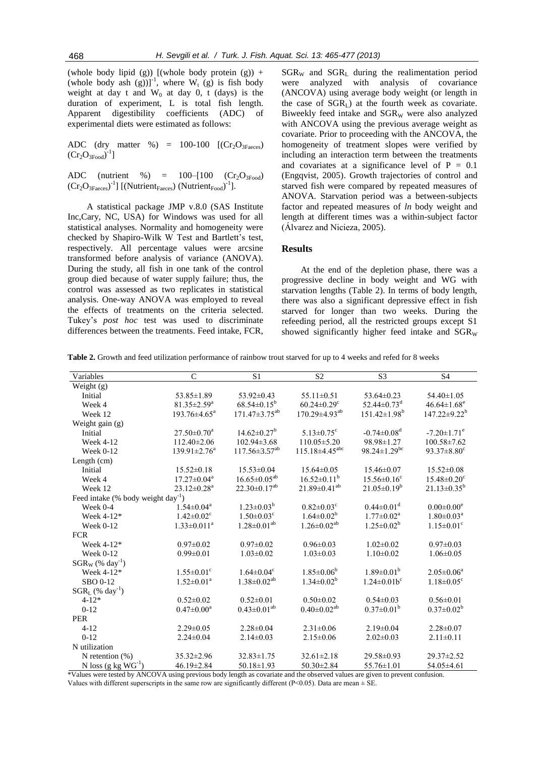(whole body lipid (g)) [(whole body protein (g)) + (whole body ash (g))]$^{-1}$, where $W_t$ (g) is fish body weight at day t and $W_0$ at day 0, t (days) is the duration of experiment, L is total fish length. Apparent digestibility coefficients (ADC) of experimental diets were estimated as follows:

$$ADC \text{ (dry matter \%)} = 100\text{-}100\ [(Cr_2O_{3Faeces})(Cr_2O_{3Food})^{-1}]$$

$$ADC \text{ (nutrient \%)} = 100\text{–}[100\ (Cr_2O_{3Food})(Cr_2O_{3Faeces})^{-1}]\ [(Nutrient_{Faeces})\ (Nutrient_{Food})^{-1}].$$

A statistical package JMP v.8.0 (SAS Institute Inc,Cary, NC, USA) for Windows was used for all statistical analyses. Normality and homogeneity were checked by Shapiro-Wilk W Test and Bartlett's test, respectively. All percentage values were arcsine transformed before analysis of variance (ANOVA). During the study, all fish in one tank of the control group died because of water supply failure; thus, the control was assessed as two replicates in statistical analysis. One-way ANOVA was employed to reveal the effects of treatments on the criteria selected. Tukey's *post hoc* test was used to discriminate differences between the treatments. Feed intake, FCR, $SGR_W$ and $SGR_L$ during the realimentation period were analyzed with analysis of covariance (ANCOVA) using average body weight (or length in the case of $SGR_L$) at the fourth week as covariate. Biweekly feed intake and $SGR_W$ were also analyzed with ANCOVA using the previous average weight as covariate. Prior to proceeding with the ANCOVA, the homogeneity of treatment slopes were verified by including an interaction term between the treatments and covariates at a significance level of $P = 0.1$ (Engqvist, 2005). Growth trajectories of control and starved fish were compared by repeated measures of ANOVA. Starvation period was a between-subjects factor and repeated measures of *ln* body weight and length at different times was a within-subject factor (Álvarez and Nicieza, 2005).

## Results

At the end of the depletion phase, there was a progressive decline in body weight and WG with starvation lengths (Table 2). In terms of body length, there was also a significant depressive effect in fish starved for longer than two weeks. During the refeeding period, all the restricted groups except S1 showed significantly higher feed intake and $SGR_W$

**Table 2.** Growth and feed utilization performance of rainbow trout starved for up to 4 weeks and refed for 8 weeks

| Variables | C | S1 | S2 | S3 | S4 |
|---|---|---|---|---|---|
| Weight (g) | | | | | |
| Initial | 53.85±1.89 | 53.92±0.43 | 55.11±0.51 | 53.64±0.23 | 54.40±1.05 |
| Week 4 | 81.35±2.59$^{a}$ | 68.54±0.15$^{b}$ | 60.24±0.29$^{c}$ | 52.44±0.73$^{d}$ | 46.64±1.68$^{e}$ |
| Week 12 | 193.76±4.65$^{a}$ | 171.47±3.75$^{ab}$ | 170.29±4.93$^{ab}$ | 151.42±1.98$^{b}$ | 147.22±9.22$^{b}$ |
| Weight gain (g) | | | | | |
| Initial | 27.50±0.70$^{a}$ | 14.62±0.27$^{b}$ | 5.13±0.75$^{c}$ | -0.74±0.08$^{d}$ | -7.20±1.71$^{e}$ |
| Week 4-12 | 112.40±2.06 | 102.94±3.68 | 110.05±5.20 | 98.98±1.27 | 100.58±7.62 |
| Week 0-12 | 139.91±2.76$^{a}$ | 117.56±3.57$^{ab}$ | 115.18±4.45$^{abc}$ | 98.24±1.29$^{bc}$ | 93.37±8.80$^{c}$ |
| Length (cm) | | | | | |
| Initial | 15.52±0.18 | 15.53±0.04 | 15.64±0.05 | 15.46±0.07 | 15.52±0.08 |
| Week 4 | 17.27±0.04$^{a}$ | 16.65±0.05$^{ab}$ | 16.52±0.11$^{b}$ | 15.56±0.16$^{c}$ | 15.48±0.20$^{c}$ |
| Week 12 | 23.12±0.28$^{a}$ | 22.30±0.17$^{ab}$ | 21.89±0.41$^{ab}$ | 21.05±0.19$^{b}$ | 21.13±0.35$^{b}$ |
| Feed intake (% body weight day$^{-1}$) | | | | | |
| Week 0-4 | 1.54±0.04$^{a}$ | 1.23±0.03$^{b}$ | 0.82±0.03$^{c}$ | 0.44±0.01$^{d}$ | 0.00±0.00$^{e}$ |
| Week 4-12* | 1.42±0.02$^{c}$ | 1.50±0.03$^{c}$ | 1.64±0.02$^{b}$ | 1.77±0.02$^{a}$ | 1.80±0.03$^{a}$ |
| Week 0-12 | 1.33±0.011$^{a}$ | 1.28±0.01$^{ab}$ | 1.26±0.02$^{ab}$ | 1.25±0.02$^{b}$ | 1.15±0.01$^{c}$ |
| FCR | | | | | |
| Week 4-12* | 0.97±0.02 | 0.97±0.02 | 0.96±0.03 | 1.02±0.02 | 0.97±0.03 |
| Week 0-12 | 0.99±0.01 | 1.03±0.02 | 1.03±0.03 | 1.10±0.02 | 1.06±0.05 |
| $SGR_W$ (% day$^{-1}$) | | | | | |
| Week 4-12* | 1.55±0.01$^{c}$ | 1.64±0.04$^{c}$ | 1.85±0.06$^{b}$ | 1.89±0.01$^{b}$ | 2.05±0.06$^{a}$ |
| SBO 0-12 | 1.52±0.01$^{a}$ | 1.38±0.02$^{ab}$ | 1.34±0.02$^{b}$ | 1.24±0.01b$^{c}$ | 1.18±0.05$^{c}$ |
| $SGR_L$ (% day$^{-1}$) | | | | | |
| 4-12* | 0.52±0.02 | 0.52±0.01 | 0.50±0.02 | 0.54±0.03 | 0.56±0.01 |
| 0-12 | 0.47±0.00$^{a}$ | 0.43±0.01$^{ab}$ | 0.40±0.02$^{ab}$ | 0.37±0.01$^{b}$ | 0.37±0.02$^{b}$ |
| PER | | | | | |
| 4-12 | 2.29±0.05 | 2.28±0.04 | 2.31±0.06 | 2.19±0.04 | 2.28±0.07 |
| 0-12 | 2.24±0.04 | 2.14±0.03 | 2.15±0.06 | 2.02±0.03 | 2.11±0.11 |
| N utilization | | | | | |
| N retention (%) | 35.32±2.96 | 32.83±1.75 | 32.61±2.18 | 29.58±0.93 | 29.37±2.52 |
| N loss (g kg WG$^{-1}$) | 46.19±2.84 | 50.18±1.93 | 50.30±2.84 | 55.76±1.01 | 54.05±4.61 |

*Values were tested by ANCOVA using previous body length as covariate and the observed values are given to prevent confusion.
Values with different superscripts in the same row are significantly different (P<0.05). Data are mean ± SE.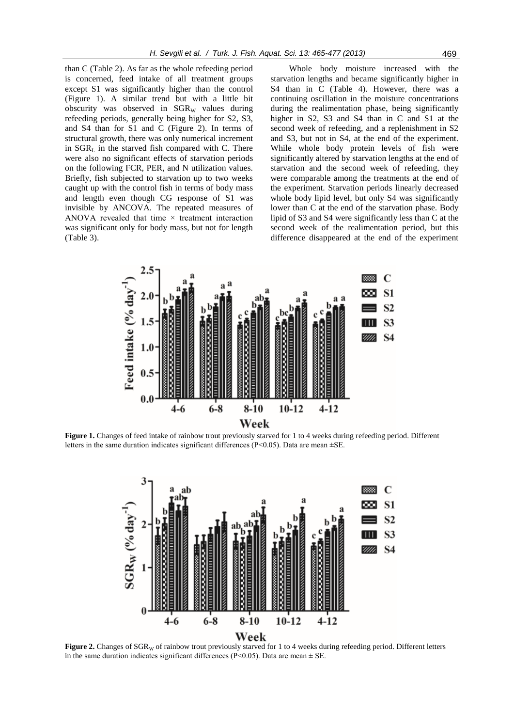than C (Table 2). As far as the whole refeeding period is concerned, feed intake of all treatment groups except S1 was significantly higher than the control (Figure 1). A similar trend but with a little bit obscurity was observed in $SGR_W$ values during refeeding periods, generally being higher for S2, S3, and S4 than for S1 and C (Figure 2). In terms of structural growth, there was only numerical increment in $SGR_L$ in the starved fish compared with C. There were also no significant effects of starvation periods on the following FCR, PER, and N utilization values. Briefly, fish subjected to starvation up to two weeks caught up with the control fish in terms of body mass and length even though CG response of S1 was invisible by ANCOVA. The repeated measures of ANOVA revealed that time × treatment interaction was significant only for body mass, but not for length (Table 3).

Whole body moisture increased with the starvation lengths and became significantly higher in S4 than in C (Table 4). However, there was a continuing oscillation in the moisture concentrations during the realimentation phase, being significantly higher in S2, S3 and S4 than in C and S1 at the second week of refeeding, and a replenishment in S2 and S3, but not in S4, at the end of the experiment. While whole body protein levels of fish were significantly altered by starvation lengths at the end of starvation and the second week of refeeding, they were comparable among the treatments at the end of the experiment. Starvation periods linearly decreased whole body lipid level, but only S4 was significantly lower than C at the end of the starvation phase. Body lipid of S3 and S4 were significantly less than C at the second week of the realimentation period, but this difference disappeared at the end of the experiment

**Figure 1.** Changes of feed intake of rainbow trout previously starved for 1 to 4 weeks during refeeding period. Different letters in the same duration indicates significant differences (P<0.05). Data are mean ±SE.

**Figure 2.** Changes of $SGR_W$ of rainbow trout previously starved for 1 to 4 weeks during refeeding period. Different letters in the same duration indicates significant differences (P<0.05). Data are mean ± SE.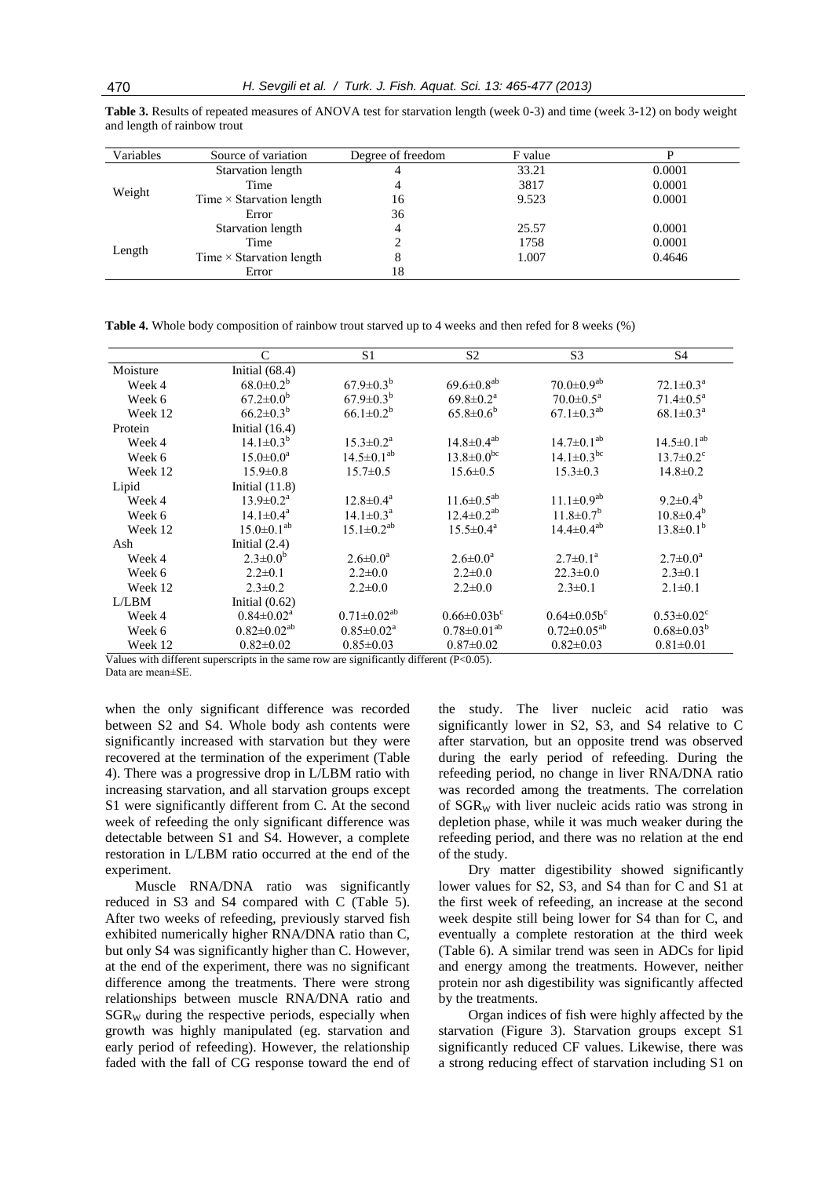**Table 3.** Results of repeated measures of ANOVA test for starvation length (week 0-3) and time (week 3-12) on body weight and length of rainbow trout

| Variables | Source of variation | Degree of freedom | F value | P |
|---|---|---|---|---|
| Weight | Starvation length | 4 | 33.21 | 0.0001 |
| | Time | 4 | 3817 | 0.0001 |
| | Time × Starvation length | 16 | 9.523 | 0.0001 |
| | Error | 36 | | |
| Length | Starvation length | 4 | 25.57 | 0.0001 |
| | Time | 2 | 1758 | 0.0001 |
| | Time × Starvation length | 8 | 1.007 | 0.4646 |
| | Error | 18 | | |

**Table 4.** Whole body composition of rainbow trout starved up to 4 weeks and then refed for 8 weeks (%)

| | C | S1 | S2 | S3 | S4 |
|---|---|---|---|---|---|
| Moisture | Initial (68.4) | | | | |
| Week 4 | 68.0±0.2[b] | 67.9±0.3[b] | 69.6±0.8[ab] | 70.0±0.9[ab] | 72.1±0.3[a] |
| Week 6 | 67.2±0.0[b] | 67.9±0.3[b] | 69.8±0.2[a] | 70.0±0.5[a] | 71.4±0.5[a] |
| Week 12 | 66.2±0.3[b] | 66.1±0.2[b] | 65.8±0.6[b] | 67.1±0.3[ab] | 68.1±0.3[a] |
| Protein | Initial (16.4) | | | | |
| Week 4 | 14.1±0.3[b] | 15.3±0.2[a] | 14.8±0.4[ab] | 14.7±0.1[ab] | 14.5±0.1[ab] |
| Week 6 | 15.0±0.0[a] | 14.5±0.1[ab] | 13.8±0.0[bc] | 14.1±0.3[bc] | 13.7±0.2[c] |
| Week 12 | 15.9±0.8 | 15.7±0.5 | 15.6±0.5 | 15.3±0.3 | 14.8±0.2 |
| Lipid | Initial (11.8) | | | | |
| Week 4 | 13.9±0.2[a] | 12.8±0.4[a] | 11.6±0.5[ab] | 11.1±0.9[ab] | 9.2±0.4[b] |
| Week 6 | 14.1±0.4[a] | 14.1±0.3[a] | 12.4±0.2[ab] | 11.8±0.7[b] | 10.8±0.4[b] |
| Week 12 | 15.0±0.1[ab] | 15.1±0.2[ab] | 15.5±0.4[a] | 14.4±0.4[ab] | 13.8±0.1[b] |
| Ash | Initial (2.4) | | | | |
| Week 4 | 2.3±0.0[b] | 2.6±0.0[a] | 2.6±0.0[a] | 2.7±0.1[a] | 2.7±0.0[a] |
| Week 6 | 2.2±0.1 | 2.2±0.0 | 2.2±0.0 | 22.3±0.0 | 2.3±0.1 |
| Week 12 | 2.3±0.2 | 2.2±0.0 | 2.2±0.0 | 2.3±0.1 | 2.1±0.1 |
| L/LBM | Initial (0.62) | | | | |
| Week 4 | 0.84±0.02[a] | 0.71±0.02[ab] | 0.66±0.03b[c] | 0.64±0.05b[c] | 0.53±0.02[c] |
| Week 6 | 0.82±0.02[ab] | 0.85±0.02[a] | 0.78±0.01[ab] | 0.72±0.05[ab] | 0.68±0.03[b] |
| Week 12 | 0.82±0.02 | 0.85±0.03 | 0.87±0.02 | 0.82±0.03 | 0.81±0.01 |

Values with different superscripts in the same row are significantly different (P<0.05).
Data are mean±SE.

when the only significant difference was recorded between S2 and S4. Whole body ash contents were significantly increased with starvation but they were recovered at the termination of the experiment (Table 4). There was a progressive drop in L/LBM ratio with increasing starvation, and all starvation groups except S1 were significantly different from C. At the second week of refeeding the only significant difference was detectable between S1 and S4. However, a complete restoration in L/LBM ratio occurred at the end of the experiment.

Muscle RNA/DNA ratio was significantly reduced in S3 and S4 compared with C (Table 5). After two weeks of refeeding, previously starved fish exhibited numerically higher RNA/DNA ratio than C, but only S4 was significantly higher than C. However, at the end of the experiment, there was no significant difference among the treatments. There were strong relationships between muscle RNA/DNA ratio and $SGR_W$ during the respective periods, especially when growth was highly manipulated (eg. starvation and early period of refeeding). However, the relationship faded with the fall of CG response toward the end of the study. The liver nucleic acid ratio was significantly lower in S2, S3, and S4 relative to C after starvation, but an opposite trend was observed during the early period of refeeding. During the refeeding period, no change in liver RNA/DNA ratio was recorded among the treatments. The correlation of $SGR_W$ with liver nucleic acids ratio was strong in depletion phase, while it was much weaker during the refeeding period, and there was no relation at the end of the study.

Dry matter digestibility showed significantly lower values for S2, S3, and S4 than for C and S1 at the first week of refeeding, an increase at the second week despite still being lower for S4 than for C, and eventually a complete restoration at the third week (Table 6). A similar trend was seen in ADCs for lipid and energy among the treatments. However, neither protein nor ash digestibility was significantly affected by the treatments.

Organ indices of fish were highly affected by the starvation (Figure 3). Starvation groups except S1 significantly reduced CF values. Likewise, there was a strong reducing effect of starvation including S1 on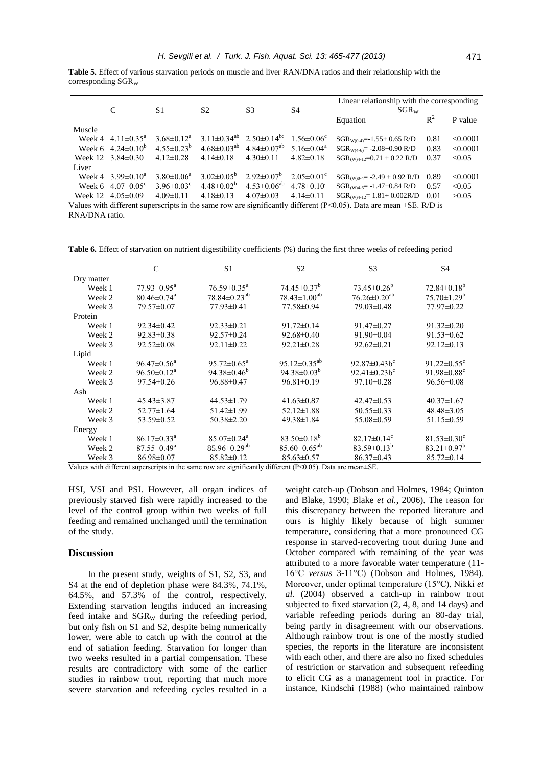**Table 5.** Effect of various starvation periods on muscle and liver RAN/DNA ratios and their relationship with the corresponding $SGR_W$

| | C | S1 | S2 | S3 | S4 | Linear relationship with the corresponding $SGR_W$ | | |
|---|---|---|---|---|---|---|---|---|
| | | | | | | Equation | $R^2$ | P value |
| Muscle | | | | | | | | |
| Week 4 | $4.11\pm0.35^a$ | $3.68\pm0.12^a$ | $3.11\pm0.34^{ab}$ | $2.50\pm0.14^{bc}$ | $1.56\pm0.06^c$ | $SGR_{W(0-4)}=-1.55+0.65$ R/D | 0.81 | <0.0001 |
| Week 6 | $4.24\pm0.10^b$ | $4.55\pm0.23^b$ | $4.68\pm0.03^{ab}$ | $4.84\pm0.07^{ab}$ | $5.16\pm0.04^a$ | $SGR_{W(4-6)}=-2.08+0.90$ R/D | 0.83 | <0.0001 |
| Week 12 | $3.84\pm0.30$ | $4.12\pm0.28$ | $4.14\pm0.18$ | $4.30\pm0.11$ | $4.82\pm0.18$ | $SGR_{(W)4-12}=0.71+0.22$ R/D | 0.37 | <0.05 |
| Liver | | | | | | | | |
| Week 4 | $3.99\pm0.10^a$ | $3.80\pm0.06^a$ | $3.02\pm0.05^b$ | $2.92\pm0.07^b$ | $2.05\pm0.01^c$ | $SGR_{(W)0-4}=-2.49+0.92$ R/D | 0.89 | <0.0001 |
| Week 6 | $4.07\pm0.05^c$ | $3.96\pm0.03^c$ | $4.48\pm0.02^b$ | $4.53\pm0.06^{ab}$ | $4.78\pm0.10^a$ | $SGR_{(W)4-6}=-1.47+0.84$ R/D | 0.57 | <0.05 |
| Week 12 | $4.05\pm0.09$ | $4.09\pm0.11$ | $4.18\pm0.13$ | $4.07\pm0.03$ | $4.14\pm0.11$ | $SGR_{(W)4-12}=1.81+0.002$R/D | 0.01 | >0.05 |

Values with different superscripts in the same row are significantly different (P<0.05). Data are mean ±SE. R/D is RNA/DNA ratio.

**Table 6.** Effect of starvation on nutrient digestibility coefficients (%) during the first three weeks of refeeding period

| | C | S1 | S2 | S3 | S4 |
|---|---|---|---|---|---|
| Dry matter | | | | | |
| Week 1 | $77.93\pm0.95^a$ | $76.59\pm0.35^a$ | $74.45\pm0.37^b$ | $73.45\pm0.26^b$ | $72.84\pm0.18^b$ |
| Week 2 | $80.46\pm0.74^a$ | $78.84\pm0.23^{ab}$ | $78.43\pm1.00^{ab}$ | $76.26\pm0.20^{ab}$ | $75.70\pm1.29^b$ |
| Week 3 | $79.57\pm0.07$ | $77.93\pm0.41$ | $77.58\pm0.94$ | $79.03\pm0.48$ | $77.97\pm0.22$ |
| Protein | | | | | |
| Week 1 | $92.34\pm0.42$ | $92.33\pm0.21$ | $91.72\pm0.14$ | $91.47\pm0.27$ | $91.32\pm0.20$ |
| Week 2 | $92.83\pm0.38$ | $92.57\pm0.24$ | $92.68\pm0.40$ | $91.90\pm0.04$ | $91.53\pm0.62$ |
| Week 3 | $92.52\pm0.08$ | $92.11\pm0.22$ | $92.21\pm0.28$ | $92.62\pm0.21$ | $92.12\pm0.13$ |
| Lipid | | | | | |
| Week 1 | $96.47\pm0.56^a$ | $95.72\pm0.65^a$ | $95.12\pm0.35^{ab}$ | $92.87\pm0.43b^c$ | $91.22\pm0.55^c$ |
| Week 2 | $96.50\pm0.12^a$ | $94.38\pm0.46^b$ | $94.38\pm0.03^b$ | $92.41\pm0.23b^c$ | $91.98\pm0.88^c$ |
| Week 3 | $97.54\pm0.26$ | $96.88\pm0.47$ | $96.81\pm0.19$ | $97.10\pm0.28$ | $96.56\pm0.08$ |
| Ash | | | | | |
| Week 1 | $45.43\pm3.87$ | $44.53\pm1.79$ | $41.63\pm0.87$ | $42.47\pm0.53$ | $40.37\pm1.67$ |
| Week 2 | $52.77\pm1.64$ | $51.42\pm1.99$ | $52.12\pm1.88$ | $50.55\pm0.33$ | $48.48\pm3.05$ |
| Week 3 | $53.59\pm0.52$ | $50.38\pm2.20$ | $49.38\pm1.84$ | $55.08\pm0.59$ | $51.15\pm0.59$ |
| Energy | | | | | |
| Week 1 | $86.17\pm0.33^a$ | $85.07\pm0.24^a$ | $83.50\pm0.18^b$ | $82.17\pm0.14^c$ | $81.53\pm0.30^c$ |
| Week 2 | $87.55\pm0.49^a$ | $85.96\pm0.29^{ab}$ | $85.60\pm0.65^{ab}$ | $83.59\pm0.13^b$ | $83.21\pm0.97^b$ |
| Week 3 | $86.98\pm0.07$ | $85.82\pm0.12$ | $85.63\pm0.57$ | $86.37\pm0.43$ | $85.72\pm0.14$ |

Values with different superscripts in the same row are significantly different (P<0.05). Data are mean±SE.

HSI, VSI and PSI. However, all organ indices of previously starved fish were rapidly increased to the level of the control group within two weeks of full feeding and remained unchanged until the termination of the study.

## Discussion

In the present study, weights of S1, S2, S3, and S4 at the end of depletion phase were 84.3%, 74.1%, 64.5%, and 57.3% of the control, respectively. Extending starvation lengths induced an increasing feed intake and $SGR_W$ during the refeeding period, but only fish on S1 and S2, despite being numerically lower, were able to catch up with the control at the end of satiation feeding. Starvation for longer than two weeks resulted in a partial compensation. These results are contradictory with some of the earlier studies in rainbow trout, reporting that much more severe starvation and refeeding cycles resulted in a weight catch-up (Dobson and Holmes, 1984; Quinton and Blake, 1990; Blake *et al.*, 2006). The reason for this discrepancy between the reported literature and ours is highly likely because of high summer temperature, considering that a more pronounced CG response in starved-recovering trout during June and October compared with remaining of the year was attributed to a more favorable water temperature (11-16°C *versus* 3-11°C) (Dobson and Holmes, 1984). Moreover, under optimal temperature (15°C), Nikki *et al.* (2004) observed a catch-up in rainbow trout subjected to fixed starvation (2, 4, 8, and 14 days) and variable refeeding periods during an 80-day trial, being partly in disagreement with our observations. Although rainbow trout is one of the mostly studied species, the reports in the literature are inconsistent with each other, and there are also no fixed schedules of restriction or starvation and subsequent refeeding to elicit CG as a management tool in practice. For instance, Kindschi (1988) (who maintained rainbow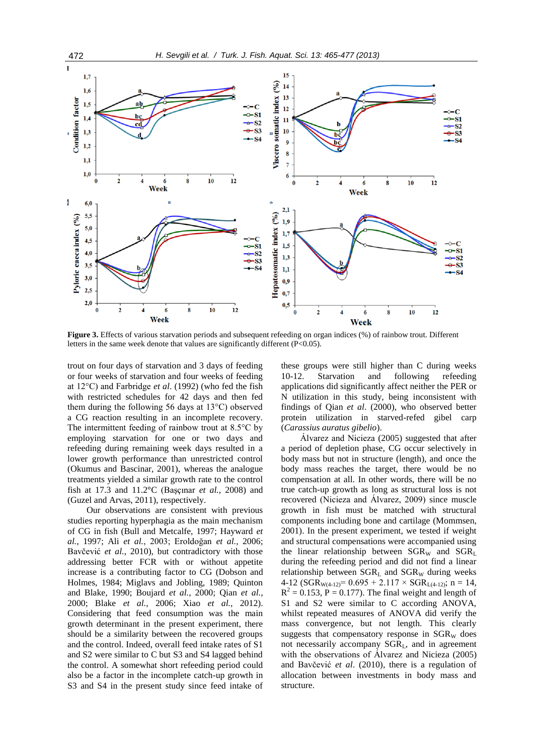**Figure 3.** Effects of various starvation periods and subsequent refeeding on organ indices (%) of rainbow trout. Different letters in the same week denote that values are significantly different (P<0.05).

trout on four days of starvation and 3 days of feeding or four weeks of starvation and four weeks of feeding at 12°C) and Farbridge *et al*. (1992) (who fed the fish with restricted schedules for 42 days and then fed them during the following 56 days at 13°C) observed a CG reaction resulting in an incomplete recovery. The intermittent feeding of rainbow trout at 8.5°C by employing starvation for one or two days and refeeding during remaining week days resulted in a lower growth performance than unrestricted control (Okumus and Bascinar, 2001), whereas the analogue treatments yielded a similar growth rate to the control fish at 17.3 and 11.2°C (Başçınar *et al.*, 2008) and (Guzel and Arvas, 2011), respectively.

Our observations are consistent with previous studies reporting hyperphagia as the main mechanism of CG in fish (Bull and Metcalfe, 1997; Hayward *et al.*, 1997; Ali *et al.*, 2003; Eroldoğan *et al.*, 2006; Bavčević *et al.*, 2010), but contradictory with those addressing better FCR with or without appetite increase is a contributing factor to CG (Dobson and Holmes, 1984; Miglavs and Jobling, 1989; Quinton and Blake, 1990; Boujard *et al.*, 2000; Qian *et al.*, 2000; Blake *et al.*, 2006; Xiao *et al.*, 2012). Considering that feed consumption was the main growth determinant in the present experiment, there should be a similarity between the recovered groups and the control. Indeed, overall feed intake rates of S1 and S2 were similar to C but S3 and S4 lagged behind the control. A somewhat short refeeding period could also be a factor in the incomplete catch-up growth in S3 and S4 in the present study since feed intake of these groups were still higher than C during weeks 10-12. Starvation and following refeeding applications did significantly affect neither the PER or N utilization in this study, being inconsistent with findings of Qian *et al*. (2000), who observed better protein utilization in starved-refed gibel carp (*Carassius auratus gibelio*).

Álvarez and Nicieza (2005) suggested that after a period of depletion phase, CG occur selectively in body mass but not in structure (length), and once the body mass reaches the target, there would be no compensation at all. In other words, there will be no true catch-up growth as long as structural loss is not recovered (Nicieza and Álvarez, 2009) since muscle growth in fish must be matched with structural components including bone and cartilage (Mommsen, 2001). In the present experiment, we tested if weight and structural compensations were accompanied using the linear relationship between $SGR_W$ and $SGR_L$ during the refeeding period and did not find a linear relationship between $SGR_L$ and $SGR_W$ during weeks 4-12 ($SGR_{W(4\text{-}12)} = 0.695 + 2.117 \times SGR_{L(4\text{-}12)}$; n = 14, $R^2 = 0.153$, P = 0.177). The final weight and length of S1 and S2 were similar to C according ANOVA, whilst repeated measures of ANOVA did verify the mass convergence, but not length. This clearly suggests that compensatory response in $SGR_W$ does not necessarily accompany $SGR_L$, and in agreement with the observations of Álvarez and Nicieza (2005) and Bavčević *et al*. (2010), there is a regulation of allocation between investments in body mass and structure.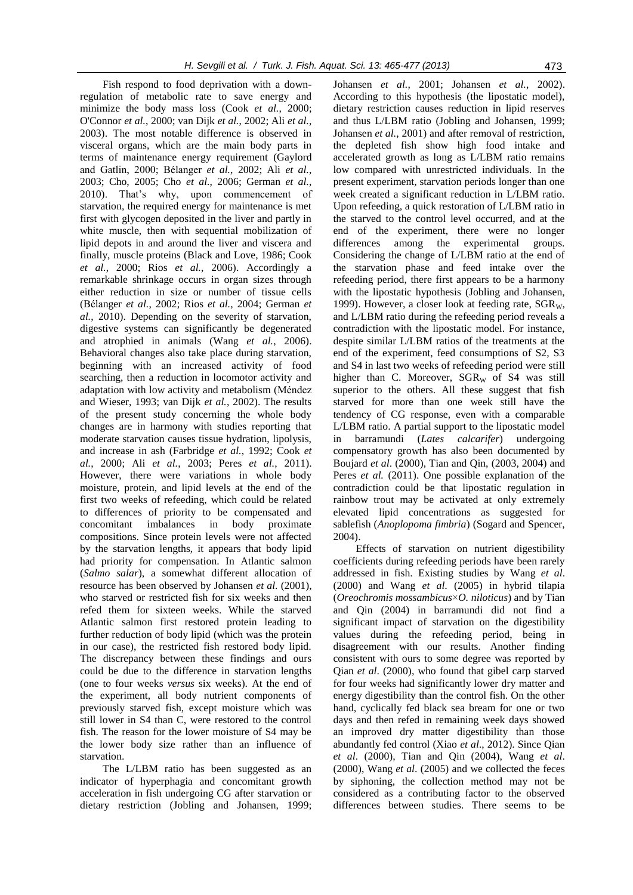Fish respond to food deprivation with a down-regulation of metabolic rate to save energy and minimize the body mass loss (Cook *et al.*, 2000; O'Connor *et al.*, 2000; van Dijk *et al.*, 2002; Ali *et al.*, 2003). The most notable difference is observed in visceral organs, which are the main body parts in terms of maintenance energy requirement (Gaylord and Gatlin, 2000; Bélanger *et al.*, 2002; Ali *et al.*, 2003; Cho, 2005; Cho *et al.*, 2006; German *et al.*, 2010). That's why, upon commencement of starvation, the required energy for maintenance is met first with glycogen deposited in the liver and partly in white muscle, then with sequential mobilization of lipid depots in and around the liver and viscera and finally, muscle proteins (Black and Love, 1986; Cook *et al.*, 2000; Rios *et al.*, 2006). Accordingly a remarkable shrinkage occurs in organ sizes through either reduction in size or number of tissue cells (Bélanger *et al.*, 2002; Rios *et al.*, 2004; German *et al.*, 2010). Depending on the severity of starvation, digestive systems can significantly be degenerated and atrophied in animals (Wang *et al.*, 2006). Behavioral changes also take place during starvation, beginning with an increased activity of food searching, then a reduction in locomotor activity and adaptation with low activity and metabolism (Méndez and Wieser, 1993; van Dijk *et al.*, 2002). The results of the present study concerning the whole body changes are in harmony with studies reporting that moderate starvation causes tissue hydration, lipolysis, and increase in ash (Farbridge *et al.*, 1992; Cook *et al.*, 2000; Ali *et al.*, 2003; Peres *et al.*, 2011). However, there were variations in whole body moisture, protein, and lipid levels at the end of the first two weeks of refeeding, which could be related to differences of priority to be compensated and concomitant imbalances in body proximate compositions. Since protein levels were not affected by the starvation lengths, it appears that body lipid had priority for compensation. In Atlantic salmon (*Salmo salar*), a somewhat different allocation of resource has been observed by Johansen *et al.* (2001), who starved or restricted fish for six weeks and then refed them for sixteen weeks. While the starved Atlantic salmon first restored protein leading to further reduction of body lipid (which was the protein in our case), the restricted fish restored body lipid. The discrepancy between these findings and ours could be due to the difference in starvation lengths (one to four weeks *versus* six weeks). At the end of the experiment, all body nutrient components of previously starved fish, except moisture which was still lower in S4 than C, were restored to the control fish. The reason for the lower moisture of S4 may be the lower body size rather than an influence of starvation.

The L/LBM ratio has been suggested as an indicator of hyperphagia and concomitant growth acceleration in fish undergoing CG after starvation or dietary restriction (Jobling and Johansen, 1999; Johansen *et al.*, 2001; Johansen *et al.*, 2002). According to this hypothesis (the lipostatic model), dietary restriction causes reduction in lipid reserves and thus L/LBM ratio (Jobling and Johansen, 1999; Johansen *et al.*, 2001) and after removal of restriction, the depleted fish show high food intake and accelerated growth as long as L/LBM ratio remains low compared with unrestricted individuals. In the present experiment, starvation periods longer than one week created a significant reduction in L/LBM ratio. Upon refeeding, a quick restoration of L/LBM ratio in the starved to the control level occurred, and at the end of the experiment, there were no longer differences among the experimental groups. Considering the change of L/LBM ratio at the end of the starvation phase and feed intake over the refeeding period, there first appears to be a harmony with the lipostatic hypothesis (Jobling and Johansen, 1999). However, a closer look at feeding rate, $SGR_W$, and L/LBM ratio during the refeeding period reveals a contradiction with the lipostatic model. For instance, despite similar L/LBM ratios of the treatments at the end of the experiment, feed consumptions of S2, S3 and S4 in last two weeks of refeeding period were still higher than C. Moreover, $SGR_W$ of S4 was still superior to the others. All these suggest that fish starved for more than one week still have the tendency of CG response, even with a comparable L/LBM ratio. A partial support to the lipostatic model in barramundi (*Lates calcarifer*) undergoing compensatory growth has also been documented by Boujard *et al*. (2000), Tian and Qin, (2003, 2004) and Peres *et al.* (2011). One possible explanation of the contradiction could be that lipostatic regulation in rainbow trout may be activated at only extremely elevated lipid concentrations as suggested for sablefish (*Anoplopoma fimbria*) (Sogard and Spencer, 2004).

Effects of starvation on nutrient digestibility coefficients during refeeding periods have been rarely addressed in fish. Existing studies by Wang *et al*. (2000) and Wang *et al*. (2005) in hybrid tilapia (*Oreochromis mossambicus*×*O. niloticus*) and by Tian and Qin (2004) in barramundi did not find a significant impact of starvation on the digestibility values during the refeeding period, being in disagreement with our results. Another finding consistent with ours to some degree was reported by Qian *et al*. (2000), who found that gibel carp starved for four weeks had significantly lower dry matter and energy digestibility than the control fish. On the other hand, cyclically fed black sea bream for one or two days and then refed in remaining week days showed an improved dry matter digestibility than those abundantly fed control (Xiao *et al*., 2012). Since Qian *et al*. (2000), Tian and Qin (2004), Wang *et al*. (2000), Wang *et al*. (2005) and we collected the feces by siphoning, the collection method may not be considered as a contributing factor to the observed differences between studies. There seems to be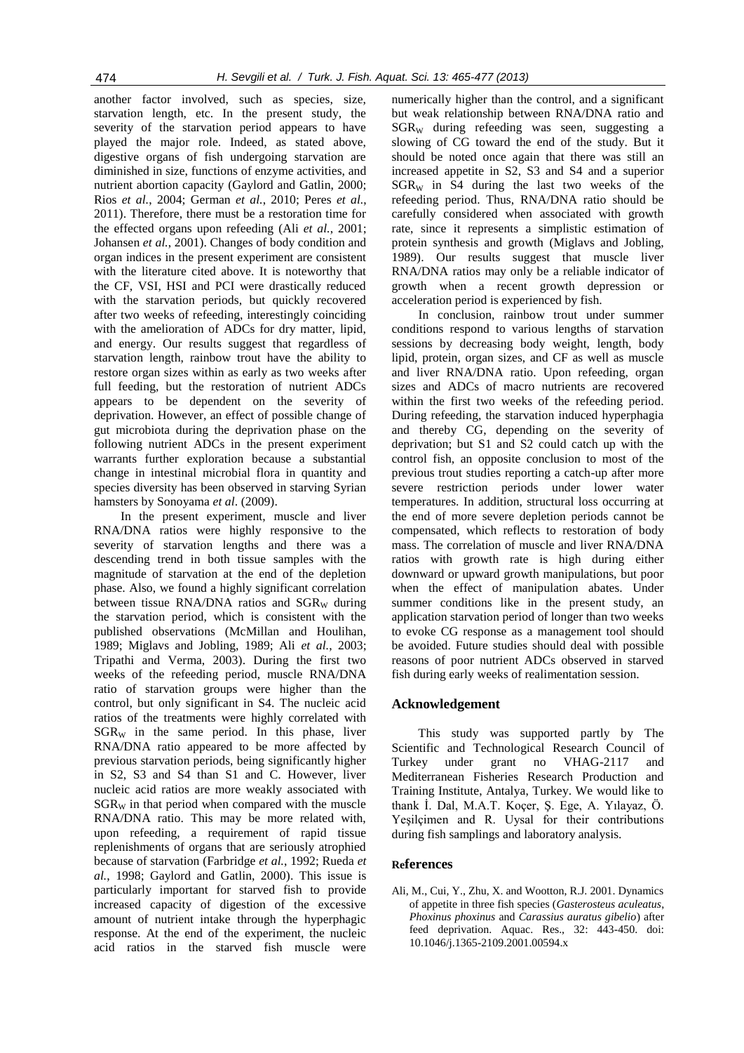another factor involved, such as species, size, starvation length, etc. In the present study, the severity of the starvation period appears to have played the major role. Indeed, as stated above, digestive organs of fish undergoing starvation are diminished in size, functions of enzyme activities, and nutrient abortion capacity (Gaylord and Gatlin, 2000; Rios *et al.*, 2004; German *et al.*, 2010; Peres *et al.*, 2011). Therefore, there must be a restoration time for the effected organs upon refeeding (Ali *et al.*, 2001; Johansen *et al.*, 2001). Changes of body condition and organ indices in the present experiment are consistent with the literature cited above. It is noteworthy that the CF, VSI, HSI and PCI were drastically reduced with the starvation periods, but quickly recovered after two weeks of refeeding, interestingly coinciding with the amelioration of ADCs for dry matter, lipid, and energy. Our results suggest that regardless of starvation length, rainbow trout have the ability to restore organ sizes within as early as two weeks after full feeding, but the restoration of nutrient ADCs appears to be dependent on the severity of deprivation. However, an effect of possible change of gut microbiota during the deprivation phase on the following nutrient ADCs in the present experiment warrants further exploration because a substantial change in intestinal microbial flora in quantity and species diversity has been observed in starving Syrian hamsters by Sonoyama *et al*. (2009).

In the present experiment, muscle and liver RNA/DNA ratios were highly responsive to the severity of starvation lengths and there was a descending trend in both tissue samples with the magnitude of starvation at the end of the depletion phase. Also, we found a highly significant correlation between tissue RNA/DNA ratios and $SGR_W$ during the starvation period, which is consistent with the published observations (McMillan and Houlihan, 1989; Miglavs and Jobling, 1989; Ali *et al.*, 2003; Tripathi and Verma, 2003). During the first two weeks of the refeeding period, muscle RNA/DNA ratio of starvation groups were higher than the control, but only significant in S4. The nucleic acid ratios of the treatments were highly correlated with $SGR_W$ in the same period. In this phase, liver RNA/DNA ratio appeared to be more affected by previous starvation periods, being significantly higher in S2, S3 and S4 than S1 and C. However, liver nucleic acid ratios are more weakly associated with $SGR_W$ in that period when compared with the muscle RNA/DNA ratio. This may be more related with, upon refeeding, a requirement of rapid tissue replenishments of organs that are seriously atrophied because of starvation (Farbridge *et al.*, 1992; Rueda *et al.*, 1998; Gaylord and Gatlin, 2000). This issue is particularly important for starved fish to provide increased capacity of digestion of the excessive amount of nutrient intake through the hyperphagic response. At the end of the experiment, the nucleic acid ratios in the starved fish muscle were numerically higher than the control, and a significant but weak relationship between RNA/DNA ratio and $SGR_W$ during refeeding was seen, suggesting a slowing of CG toward the end of the study. But it should be noted once again that there was still an increased appetite in S2, S3 and S4 and a superior $SGR_W$ in S4 during the last two weeks of the refeeding period. Thus, RNA/DNA ratio should be carefully considered when associated with growth rate, since it represents a simplistic estimation of protein synthesis and growth (Miglavs and Jobling, 1989). Our results suggest that muscle liver RNA/DNA ratios may only be a reliable indicator of growth when a recent growth depression or acceleration period is experienced by fish.

In conclusion, rainbow trout under summer conditions respond to various lengths of starvation sessions by decreasing body weight, length, body lipid, protein, organ sizes, and CF as well as muscle and liver RNA/DNA ratio. Upon refeeding, organ sizes and ADCs of macro nutrients are recovered within the first two weeks of the refeeding period. During refeeding, the starvation induced hyperphagia and thereby CG, depending on the severity of deprivation; but S1 and S2 could catch up with the control fish, an opposite conclusion to most of the previous trout studies reporting a catch-up after more severe restriction periods under lower water temperatures. In addition, structural loss occurring at the end of more severe depletion periods cannot be compensated, which reflects to restoration of body mass. The correlation of muscle and liver RNA/DNA ratios with growth rate is high during either downward or upward growth manipulations, but poor when the effect of manipulation abates. Under summer conditions like in the present study, an application starvation period of longer than two weeks to evoke CG response as a management tool should be avoided. Future studies should deal with possible reasons of poor nutrient ADCs observed in starved fish during early weeks of realimentation session.

## Acknowledgement

This study was supported partly by The Scientific and Technological Research Council of Turkey under grant no VHAG-2117 and Mediterranean Fisheries Research Production and Training Institute, Antalya, Turkey. We would like to thank İ. Dal, M.A.T. Koçer, Ş. Ege, A. Yılayaz, Ö. Yeşilçimen and R. Uysal for their contributions during fish samplings and laboratory analysis.

## References

Ali, M., Cui, Y., Zhu, X. and Wootton, R.J. 2001. Dynamics of appetite in three fish species (*Gasterosteus aculeatus*, *Phoxinus phoxinus* and *Carassius auratus gibelio*) after feed deprivation. Aquac. Res., 32: 443-450. doi: 10.1046/j.1365-2109.2001.00594.x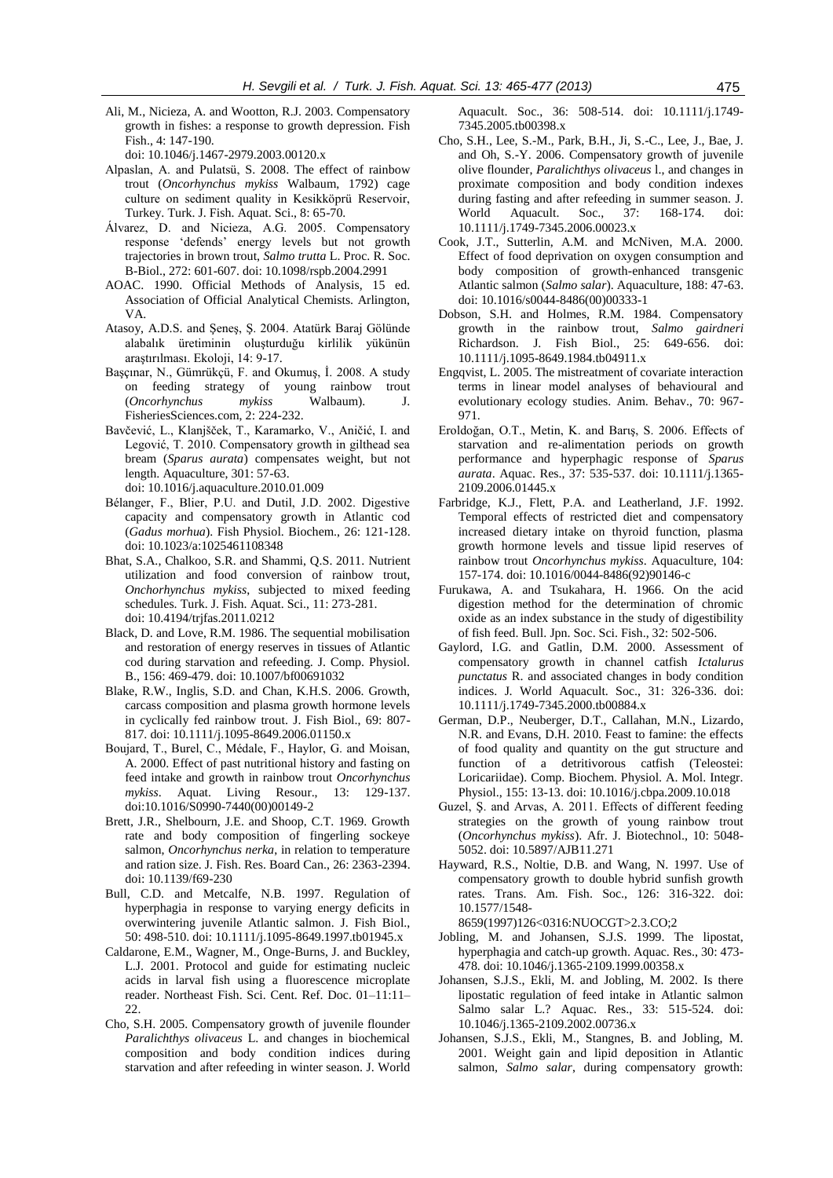Ali, M., Nicieza, A. and Wootton, R.J. 2003. Compensatory growth in fishes: a response to growth depression. Fish Fish., 4: 147-190. doi: 10.1046/j.1467-2979.2003.00120.x

Alpaslan, A. and Pulatsü, S. 2008. The effect of rainbow trout (*Oncorhynchus mykiss* Walbaum, 1792) cage culture on sediment quality in Kesikköprü Reservoir, Turkey. Turk. J. Fish. Aquat. Sci., 8: 65-70.

Álvarez, D. and Nicieza, A.G. 2005. Compensatory response 'defends' energy levels but not growth trajectories in brown trout, *Salmo trutta* L. Proc. R. Soc. B-Biol., 272: 601-607. doi: 10.1098/rspb.2004.2991

AOAC. 1990. Official Methods of Analysis, 15 ed. Association of Official Analytical Chemists. Arlington, VA.

Atasoy, A.D.S. and Şeneş, Ş. 2004. Atatürk Baraj Gölünde alabalık üretiminin oluşturduğu kirlilik yükünün araştırılması. Ekoloji, 14: 9-17.

Başçınar, N., Gümrükçü, F. and Okumuş, İ. 2008. A study on feeding strategy of young rainbow trout (*Oncorhynchus mykiss* Walbaum). J. FisheriesSciences.com, 2: 224-232.

Bavčević, L., Klanjšček, T., Karamarko, V., Aničić, I. and Legović, T. 2010. Compensatory growth in gilthead sea bream (*Sparus aurata*) compensates weight, but not length. Aquaculture, 301: 57-63. doi: 10.1016/j.aquaculture.2010.01.009

Bélanger, F., Blier, P.U. and Dutil, J.D. 2002. Digestive capacity and compensatory growth in Atlantic cod (*Gadus morhua*). Fish Physiol. Biochem., 26: 121-128. doi: 10.1023/a:1025461108348

Bhat, S.A., Chalkoo, S.R. and Shammi, Q.S. 2011. Nutrient utilization and food conversion of rainbow trout, *Onchorhynchus mykiss*, subjected to mixed feeding schedules. Turk. J. Fish. Aquat. Sci., 11: 273-281. doi: 10.4194/trjfas.2011.0212

Black, D. and Love, R.M. 1986. The sequential mobilisation and restoration of energy reserves in tissues of Atlantic cod during starvation and refeeding. J. Comp. Physiol. B., 156: 469-479. doi: 10.1007/bf00691032

Blake, R.W., Inglis, S.D. and Chan, K.H.S. 2006. Growth, carcass composition and plasma growth hormone levels in cyclically fed rainbow trout. J. Fish Biol., 69: 807-817. doi: 10.1111/j.1095-8649.2006.01150.x

Boujard, T., Burel, C., Médale, F., Haylor, G. and Moisan, A. 2000. Effect of past nutritional history and fasting on feed intake and growth in rainbow trout *Oncorhynchus mykiss*. Aquat. Living Resour., 13: 129-137. doi:10.1016/S0990-7440(00)00149-2

Brett, J.R., Shelbourn, J.E. and Shoop, C.T. 1969. Growth rate and body composition of fingerling sockeye salmon, *Oncorhynchus nerka*, in relation to temperature and ration size. J. Fish. Res. Board Can., 26: 2363-2394. doi: 10.1139/f69-230

Bull, C.D. and Metcalfe, N.B. 1997. Regulation of hyperphagia in response to varying energy deficits in overwintering juvenile Atlantic salmon. J. Fish Biol., 50: 498-510. doi: 10.1111/j.1095-8649.1997.tb01945.x

Caldarone, E.M., Wagner, M., Onge-Burns, J. and Buckley, L.J. 2001. Protocol and guide for estimating nucleic acids in larval fish using a fluorescence microplate reader. Northeast Fish. Sci. Cent. Ref. Doc. 01–11:11–22.

Cho, S.H. 2005. Compensatory growth of juvenile flounder *Paralichthys olivaceus* L. and changes in biochemical composition and body condition indices during starvation and after refeeding in winter season. J. World Aquacult. Soc., 36: 508-514. doi: 10.1111/j.1749-7345.2005.tb00398.x

Cho, S.H., Lee, S.-M., Park, B.H., Ji, S.-C., Lee, J., Bae, J. and Oh, S.-Y. 2006. Compensatory growth of juvenile olive flounder, *Paralichthys olivaceus* l., and changes in proximate composition and body condition indexes during fasting and after refeeding in summer season. J. World Aquacult. Soc., 37: 168-174. doi: 10.1111/j.1749-7345.2006.00023.x

Cook, J.T., Sutterlin, A.M. and McNiven, M.A. 2000. Effect of food deprivation on oxygen consumption and body composition of growth-enhanced transgenic Atlantic salmon (*Salmo salar*). Aquaculture, 188: 47-63. doi: 10.1016/s0044-8486(00)00333-1

Dobson, S.H. and Holmes, R.M. 1984. Compensatory growth in the rainbow trout, *Salmo gairdneri* Richardson. J. Fish Biol., 25: 649-656. doi: 10.1111/j.1095-8649.1984.tb04911.x

Engqvist, L. 2005. The mistreatment of covariate interaction terms in linear model analyses of behavioural and evolutionary ecology studies. Anim. Behav., 70: 967-971.

Eroldoğan, O.T., Metin, K. and Barış, S. 2006. Effects of starvation and re-alimentation periods on growth performance and hyperphagic response of *Sparus aurata*. Aquac. Res., 37: 535-537. doi: 10.1111/j.1365-2109.2006.01445.x

Farbridge, K.J., Flett, P.A. and Leatherland, J.F. 1992. Temporal effects of restricted diet and compensatory increased dietary intake on thyroid function, plasma growth hormone levels and tissue lipid reserves of rainbow trout *Oncorhynchus mykiss*. Aquaculture, 104: 157-174. doi: 10.1016/0044-8486(92)90146-c

Furukawa, A. and Tsukahara, H. 1966. On the acid digestion method for the determination of chromic oxide as an index substance in the study of digestibility of fish feed. Bull. Jpn. Soc. Sci. Fish., 32: 502-506.

Gaylord, I.G. and Gatlin, D.M. 2000. Assessment of compensatory growth in channel catfish *Ictalurus punctatus* R. and associated changes in body condition indices. J. World Aquacult. Soc., 31: 326-336. doi: 10.1111/j.1749-7345.2000.tb00884.x

German, D.P., Neuberger, D.T., Callahan, M.N., Lizardo, N.R. and Evans, D.H. 2010. Feast to famine: the effects of food quality and quantity on the gut structure and function of a detritivorous catfish (Teleostei: Loricariidae). Comp. Biochem. Physiol. A. Mol. Integr. Physiol., 155: 13-13. doi: 10.1016/j.cbpa.2009.10.018

Guzel, Ş. and Arvas, A. 2011. Effects of different feeding strategies on the growth of young rainbow trout (*Oncorhynchus mykiss*). Afr. J. Biotechnol., 10: 5048-5052. doi: 10.5897/AJB11.271

Hayward, R.S., Noltie, D.B. and Wang, N. 1997. Use of compensatory growth to double hybrid sunfish growth rates. Trans. Am. Fish. Soc., 126: 316-322. doi: 10.1577/1548-8659(1997)126<0316:NUOCGT>2.3.CO;2

Jobling, M. and Johansen, S.J.S. 1999. The lipostat, hyperphagia and catch-up growth. Aquac. Res., 30: 473-478. doi: 10.1046/j.1365-2109.1999.00358.x

Johansen, S.J.S., Ekli, M. and Jobling, M. 2002. Is there lipostatic regulation of feed intake in Atlantic salmon Salmo salar L.? Aquac. Res., 33: 515-524. doi: 10.1046/j.1365-2109.2002.00736.x

Johansen, S.J.S., Ekli, M., Stangnes, B. and Jobling, M. 2001. Weight gain and lipid deposition in Atlantic salmon, *Salmo salar*, during compensatory growth: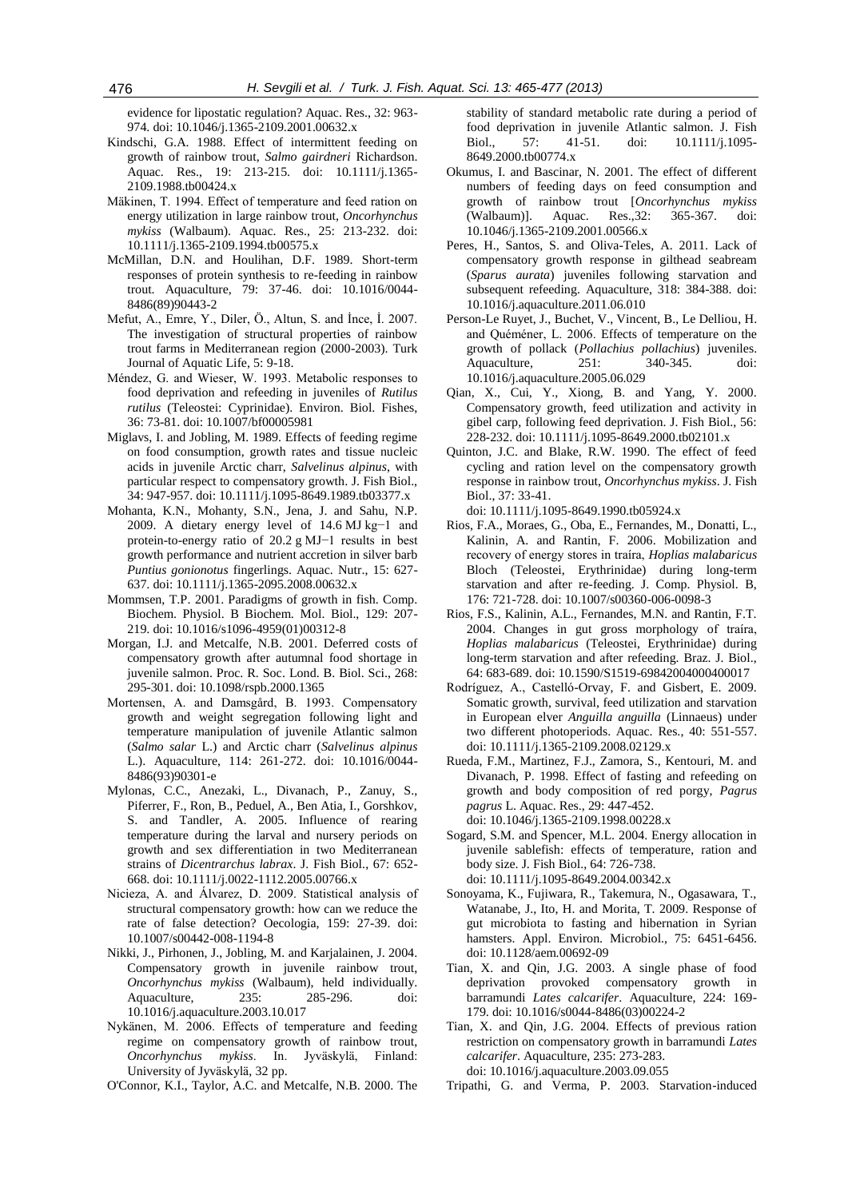evidence for lipostatic regulation? Aquac. Res., 32: 963-974. doi: 10.1046/j.1365-2109.2001.00632.x

Kindschi, G.A. 1988. Effect of intermittent feeding on growth of rainbow trout, *Salmo gairdneri* Richardson. Aquac. Res., 19: 213-215. doi: 10.1111/j.1365-2109.1988.tb00424.x

Mäkinen, T. 1994. Effect of temperature and feed ration on energy utilization in large rainbow trout, *Oncorhynchus mykiss* (Walbaum). Aquac. Res., 25: 213-232. doi: 10.1111/j.1365-2109.1994.tb00575.x

McMillan, D.N. and Houlihan, D.F. 1989. Short-term responses of protein synthesis to re-feeding in rainbow trout. Aquaculture, 79: 37-46. doi: 10.1016/0044-8486(89)90443-2

Mefut, A., Emre, Y., Diler, Ö., Altun, S. and İnce, İ. 2007. The investigation of structural properties of rainbow trout farms in Mediterranean region (2000-2003). Turk Journal of Aquatic Life, 5: 9-18.

Méndez, G. and Wieser, W. 1993. Metabolic responses to food deprivation and refeeding in juveniles of *Rutilus rutilus* (Teleostei: Cyprinidae). Environ. Biol. Fishes, 36: 73-81. doi: 10.1007/bf00005981

Miglavs, I. and Jobling, M. 1989. Effects of feeding regime on food consumption, growth rates and tissue nucleic acids in juvenile Arctic charr, *Salvelinus alpinus*, with particular respect to compensatory growth. J. Fish Biol., 34: 947-957. doi: 10.1111/j.1095-8649.1989.tb03377.x

Mohanta, K.N., Mohanty, S.N., Jena, J. and Sahu, N.P. 2009. A dietary energy level of 14.6 MJ kg−1 and protein-to-energy ratio of 20.2 g MJ−1 results in best growth performance and nutrient accretion in silver barb *Puntius gonionotus* fingerlings. Aquac. Nutr., 15: 627-637. doi: 10.1111/j.1365-2095.2008.00632.x

Mommsen, T.P. 2001. Paradigms of growth in fish. Comp. Biochem. Physiol. B Biochem. Mol. Biol., 129: 207-219. doi: 10.1016/s1096-4959(01)00312-8

Morgan, I.J. and Metcalfe, N.B. 2001. Deferred costs of compensatory growth after autumnal food shortage in juvenile salmon. Proc. R. Soc. Lond. B. Biol. Sci., 268: 295-301. doi: 10.1098/rspb.2000.1365

Mortensen, A. and Damsgård, B. 1993. Compensatory growth and weight segregation following light and temperature manipulation of juvenile Atlantic salmon (*Salmo salar* L.) and Arctic charr (*Salvelinus alpinus* L.). Aquaculture, 114: 261-272. doi: 10.1016/0044-8486(93)90301-e

Mylonas, C.C., Anezaki, L., Divanach, P., Zanuy, S., Piferrer, F., Ron, B., Peduel, A., Ben Atia, I., Gorshkov, S. and Tandler, A. 2005. Influence of rearing temperature during the larval and nursery periods on growth and sex differentiation in two Mediterranean strains of *Dicentrarchus labrax*. J. Fish Biol., 67: 652-668. doi: 10.1111/j.0022-1112.2005.00766.x

Nicieza, A. and Álvarez, D. 2009. Statistical analysis of structural compensatory growth: how can we reduce the rate of false detection? Oecologia, 159: 27-39. doi: 10.1007/s00442-008-1194-8

Nikki, J., Pirhonen, J., Jobling, M. and Karjalainen, J. 2004. Compensatory growth in juvenile rainbow trout, *Oncorhynchus mykiss* (Walbaum), held individually. Aquaculture, 235: 285-296. doi: 10.1016/j.aquaculture.2003.10.017

Nykänen, M. 2006. Effects of temperature and feeding regime on compensatory growth of rainbow trout, *Oncorhynchus mykiss*. In. Jyväskylä, Finland: University of Jyväskylä, 32 pp.

O'Connor, K.I., Taylor, A.C. and Metcalfe, N.B. 2000. The stability of standard metabolic rate during a period of food deprivation in juvenile Atlantic salmon. J. Fish Biol., 57: 41-51. doi: 10.1111/j.1095-8649.2000.tb00774.x

Okumus, I. and Bascinar, N. 2001. The effect of different numbers of feeding days on feed consumption and growth of rainbow trout [*Oncorhynchus mykiss* (Walbaum)]. Aquac. Res.,32: 365-367. doi: 10.1046/j.1365-2109.2001.00566.x

Peres, H., Santos, S. and Oliva-Teles, A. 2011. Lack of compensatory growth response in gilthead seabream (*Sparus aurata*) juveniles following starvation and subsequent refeeding. Aquaculture, 318: 384-388. doi: 10.1016/j.aquaculture.2011.06.010

Person-Le Ruyet, J., Buchet, V., Vincent, B., Le Delliou, H. and Quéméner, L. 2006. Effects of temperature on the growth of pollack (*Pollachius pollachius*) juveniles. Aquaculture, 251: 340-345. doi: 10.1016/j.aquaculture.2005.06.029

Qian, X., Cui, Y., Xiong, B. and Yang, Y. 2000. Compensatory growth, feed utilization and activity in gibel carp, following feed deprivation. J. Fish Biol., 56: 228-232. doi: 10.1111/j.1095-8649.2000.tb02101.x

Quinton, J.C. and Blake, R.W. 1990. The effect of feed cycling and ration level on the compensatory growth response in rainbow trout, *Oncorhynchus mykiss*. J. Fish Biol., 37: 33-41. doi: 10.1111/j.1095-8649.1990.tb05924.x

Rios, F.A., Moraes, G., Oba, E., Fernandes, M., Donatti, L., Kalinin, A. and Rantin, F. 2006. Mobilization and recovery of energy stores in traíra, *Hoplias malabaricus* Bloch (Teleostei, Erythrinidae) during long-term starvation and after re-feeding. J. Comp. Physiol. B, 176: 721-728. doi: 10.1007/s00360-006-0098-3

Rios, F.S., Kalinin, A.L., Fernandes, M.N. and Rantin, F.T. 2004. Changes in gut gross morphology of traíra, *Hoplias malabaricus* (Teleostei, Erythrinidae) during long-term starvation and after refeeding. Braz. J. Biol., 64: 683-689. doi: 10.1590/S1519-69842004000400017

Rodríguez, A., Castelló-Orvay, F. and Gisbert, E. 2009. Somatic growth, survival, feed utilization and starvation in European elver *Anguilla anguilla* (Linnaeus) under two different photoperiods. Aquac. Res., 40: 551-557. doi: 10.1111/j.1365-2109.2008.02129.x

Rueda, F.M., Martinez, F.J., Zamora, S., Kentouri, M. and Divanach, P. 1998. Effect of fasting and refeeding on growth and body composition of red porgy, *Pagrus pagrus* L. Aquac. Res., 29: 447-452. doi: 10.1046/j.1365-2109.1998.00228.x

Sogard, S.M. and Spencer, M.L. 2004. Energy allocation in juvenile sablefish: effects of temperature, ration and body size. J. Fish Biol., 64: 726-738. doi: 10.1111/j.1095-8649.2004.00342.x

Sonoyama, K., Fujiwara, R., Takemura, N., Ogasawara, T., Watanabe, J., Ito, H. and Morita, T. 2009. Response of gut microbiota to fasting and hibernation in Syrian hamsters. Appl. Environ. Microbiol., 75: 6451-6456. doi: 10.1128/aem.00692-09

Tian, X. and Qin, J.G. 2003. A single phase of food deprivation provoked compensatory growth in barramundi *Lates calcarifer*. Aquaculture, 224: 169-179. doi: 10.1016/s0044-8486(03)00224-2

Tian, X. and Qin, J.G. 2004. Effects of previous ration restriction on compensatory growth in barramundi *Lates calcarifer*. Aquaculture, 235: 273-283. doi: 10.1016/j.aquaculture.2003.09.055

Tripathi, G. and Verma, P. 2003. Starvation-induced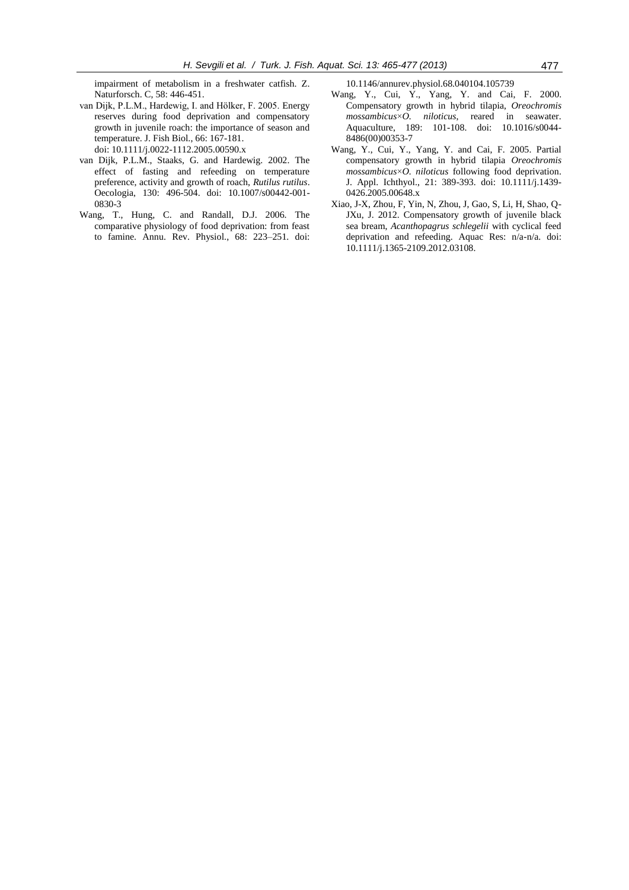impairment of metabolism in a freshwater catfish. Z. Naturforsch. C, 58: 446-451.

van Dijk, P.L.M., Hardewig, I. and Hölker, F. 2005. Energy reserves during food deprivation and compensatory growth in juvenile roach: the importance of season and temperature. J. Fish Biol., 66: 167-181. doi: 10.1111/j.0022-1112.2005.00590.x

van Dijk, P.L.M., Staaks, G. and Hardewig. 2002. The effect of fasting and refeeding on temperature preference, activity and growth of roach, *Rutilus rutilus*. Oecologia, 130: 496-504. doi: 10.1007/s00442-001-0830-3

Wang, T., Hung, C. and Randall, D.J. 2006. The comparative physiology of food deprivation: from feast to famine. Annu. Rev. Physiol., 68: 223–251. doi: 10.1146/annurev.physiol.68.040104.105739

Wang, Y., Cui, Y., Yang, Y. and Cai, F. 2000. Compensatory growth in hybrid tilapia, *Oreochromis mossambicus*×*O. niloticus*, reared in seawater. Aquaculture, 189: 101-108. doi: 10.1016/s0044-8486(00)00353-7

Wang, Y., Cui, Y., Yang, Y. and Cai, F. 2005. Partial compensatory growth in hybrid tilapia *Oreochromis mossambicus*×*O. niloticus* following food deprivation. J. Appl. Ichthyol., 21: 389-393. doi: 10.1111/j.1439-0426.2005.00648.x

Xiao, J-X, Zhou, F, Yin, N, Zhou, J, Gao, S, Li, H, Shao, Q-JXu, J. 2012. Compensatory growth of juvenile black sea bream, *Acanthopagrus schlegelii* with cyclical feed deprivation and refeeding. Aquac Res: n/a-n/a. doi: 10.1111/j.1365-2109.2012.03108.